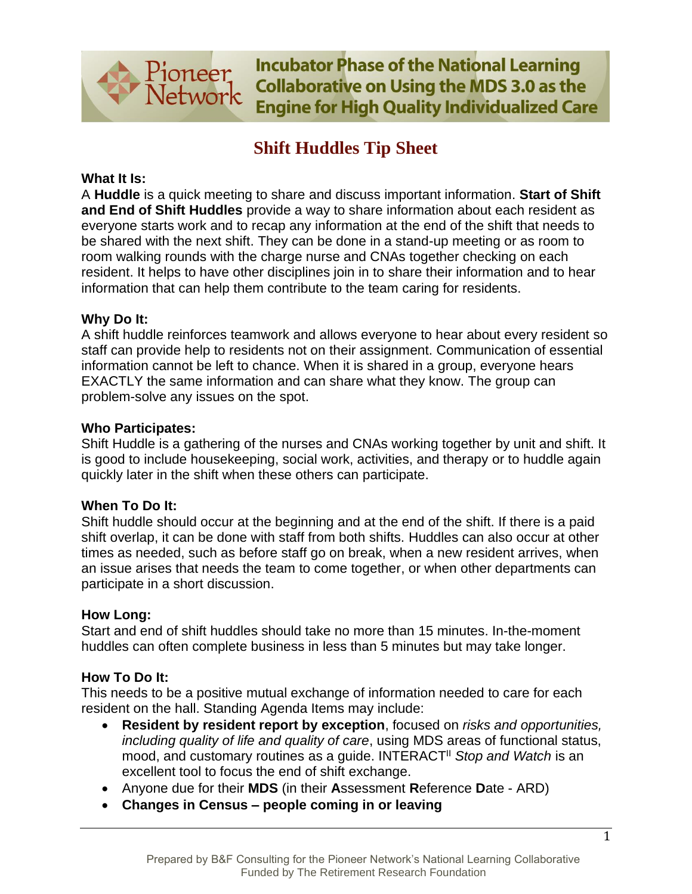Incubator Phase of the National Learning Collaborative on Using the MDS 3.0 as the Engine for High Quality Individualized Care

# Shift Huddles Tip Sheet

**What It Is:**
A **Huddle** is a quick meeting to share and discuss important information. **Start of Shift and End of Shift Huddles** provide a way to share information about each resident as everyone starts work and to recap any information at the end of the shift that needs to be shared with the next shift. They can be done in a stand-up meeting or as room to room walking rounds with the charge nurse and CNAs together checking on each resident. It helps to have other disciplines join in to share their information and to hear information that can help them contribute to the team caring for residents.

**Why Do It:**
A shift huddle reinforces teamwork and allows everyone to hear about every resident so staff can provide help to residents not on their assignment. Communication of essential information cannot be left to chance. When it is shared in a group, everyone hears EXACTLY the same information and can share what they know. The group can problem-solve any issues on the spot.

**Who Participates:**
Shift Huddle is a gathering of the nurses and CNAs working together by unit and shift. It is good to include housekeeping, social work, activities, and therapy or to huddle again quickly later in the shift when these others can participate.

**When To Do It:**
Shift huddle should occur at the beginning and at the end of the shift. If there is a paid shift overlap, it can be done with staff from both shifts. Huddles can also occur at other times as needed, such as before staff go on break, when a new resident arrives, when an issue arises that needs the team to come together, or when other departments can participate in a short discussion.

**How Long:**
Start and end of shift huddles should take no more than 15 minutes. In-the-moment huddles can often complete business in less than 5 minutes but may take longer.

**How To Do It:**
This needs to be a positive mutual exchange of information needed to care for each resident on the hall. Standing Agenda Items may include:

- **Resident by resident report by exception**, focused on *risks and opportunities, including quality of life and quality of care*, using MDS areas of functional status, mood, and customary routines as a guide. INTERACT[II] *Stop and Watch* is an excellent tool to focus the end of shift exchange.
- Anyone due for their **MDS** (in their **A**ssessment **R**eference **D**ate - ARD)
- **Changes in Census – people coming in or leaving**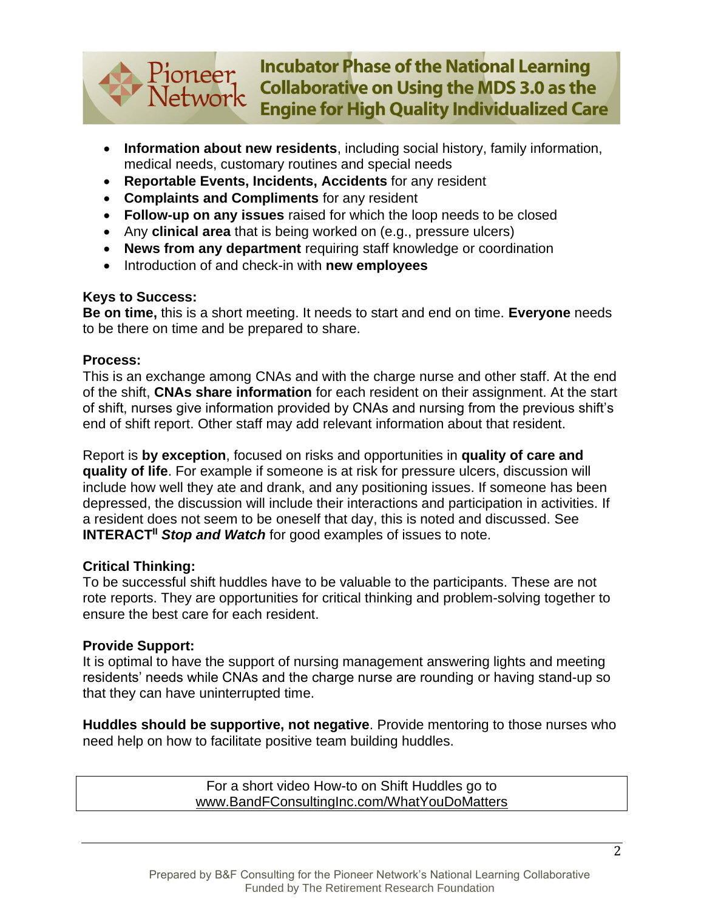- **Information about new residents**, including social history, family information, medical needs, customary routines and special needs
- **Reportable Events, Incidents, Accidents** for any resident
- **Complaints and Compliments** for any resident
- **Follow-up on any issues** raised for which the loop needs to be closed
- Any **clinical area** that is being worked on (e.g., pressure ulcers)
- **News from any department** requiring staff knowledge or coordination
- Introduction of and check-in with **new employees**

**Keys to Success:**
**Be on time,** this is a short meeting. It needs to start and end on time. **Everyone** needs to be there on time and be prepared to share.

**Process:**
This is an exchange among CNAs and with the charge nurse and other staff. At the end of the shift, **CNAs share information** for each resident on their assignment. At the start of shift, nurses give information provided by CNAs and nursing from the previous shift's end of shift report. Other staff may add relevant information about that resident.

Report is **by exception**, focused on risks and opportunities in **quality of care and quality of life**. For example if someone is at risk for pressure ulcers, discussion will include how well they ate and drank, and any positioning issues. If someone has been depressed, the discussion will include their interactions and participation in activities. If a resident does not seem to be oneself that day, this is noted and discussed. See **INTERACT**[II] ***Stop and Watch*** for good examples of issues to note.

**Critical Thinking:**
To be successful shift huddles have to be valuable to the participants. These are not rote reports. They are opportunities for critical thinking and problem-solving together to ensure the best care for each resident.

**Provide Support:**
It is optimal to have the support of nursing management answering lights and meeting residents' needs while CNAs and the charge nurse are rounding or having stand-up so that they can have uninterrupted time.

**Huddles should be supportive, not negative**. Provide mentoring to those nurses who need help on how to facilitate positive team building huddles.

For a short video How-to on Shift Huddles go to
www.BandFConsultingInc.com/WhatYouDoMatters